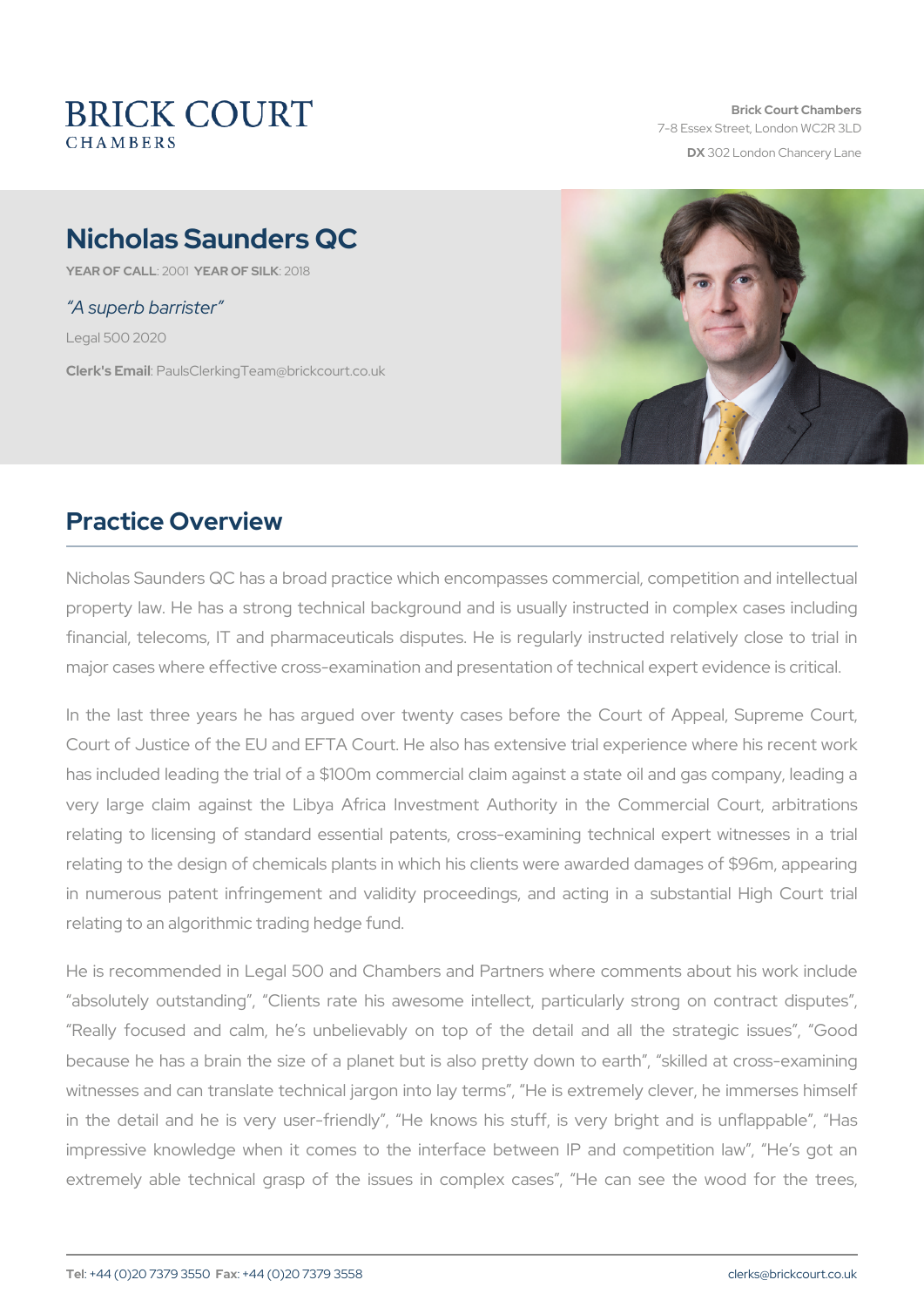BRICK COURT CHAMBERS

**Brick Court Chambers**
7-8 Essex Street, London WC2R 3LD
**DX** 302 London Chancery Lane

# Nicholas Saunders QC

**YEAR OF CALL**: 2001 **YEAR OF SILK**: 2018

*"A superb barrister"*

Legal 500 2020

**Clerk's Email**: PaulsClerkingTeam@brickcourt.co.uk

## Practice Overview

Nicholas Saunders QC has a broad practice which encompasses commercial, competition and intellectual property law. He has a strong technical background and is usually instructed in complex cases including financial, telecoms, IT and pharmaceuticals disputes. He is regularly instructed relatively close to trial in major cases where effective cross-examination and presentation of technical expert evidence is critical.

In the last three years he has argued over twenty cases before the Court of Appeal, Supreme Court, Court of Justice of the EU and EFTA Court. He also has extensive trial experience where his recent work has included leading the trial of a $100m commercial claim against a state oil and gas company, leading a very large claim against the Libya Africa Investment Authority in the Commercial Court, arbitrations relating to licensing of standard essential patents, cross-examining technical expert witnesses in a trial relating to the design of chemicals plants in which his clients were awarded damages of $96m, appearing in numerous patent infringement and validity proceedings, and acting in a substantial High Court trial relating to an algorithmic trading hedge fund.

He is recommended in Legal 500 and Chambers and Partners where comments about his work include "absolutely outstanding", "Clients rate his awesome intellect, particularly strong on contract disputes", "Really focused and calm, he's unbelievably on top of the detail and all the strategic issues", "Good because he has a brain the size of a planet but is also pretty down to earth", "skilled at cross-examining witnesses and can translate technical jargon into lay terms", "He is extremely clever, he immerses himself in the detail and he is very user-friendly", "He knows his stuff, is very bright and is unflappable", "Has impressive knowledge when it comes to the interface between IP and competition law", "He's got an extremely able technical grasp of the issues in complex cases", "He can see the wood for the trees,

**Tel**: +44 (0)20 7379 3550 **Fax**: +44 (0)20 7379 3558 clerks@brickcourt.co.uk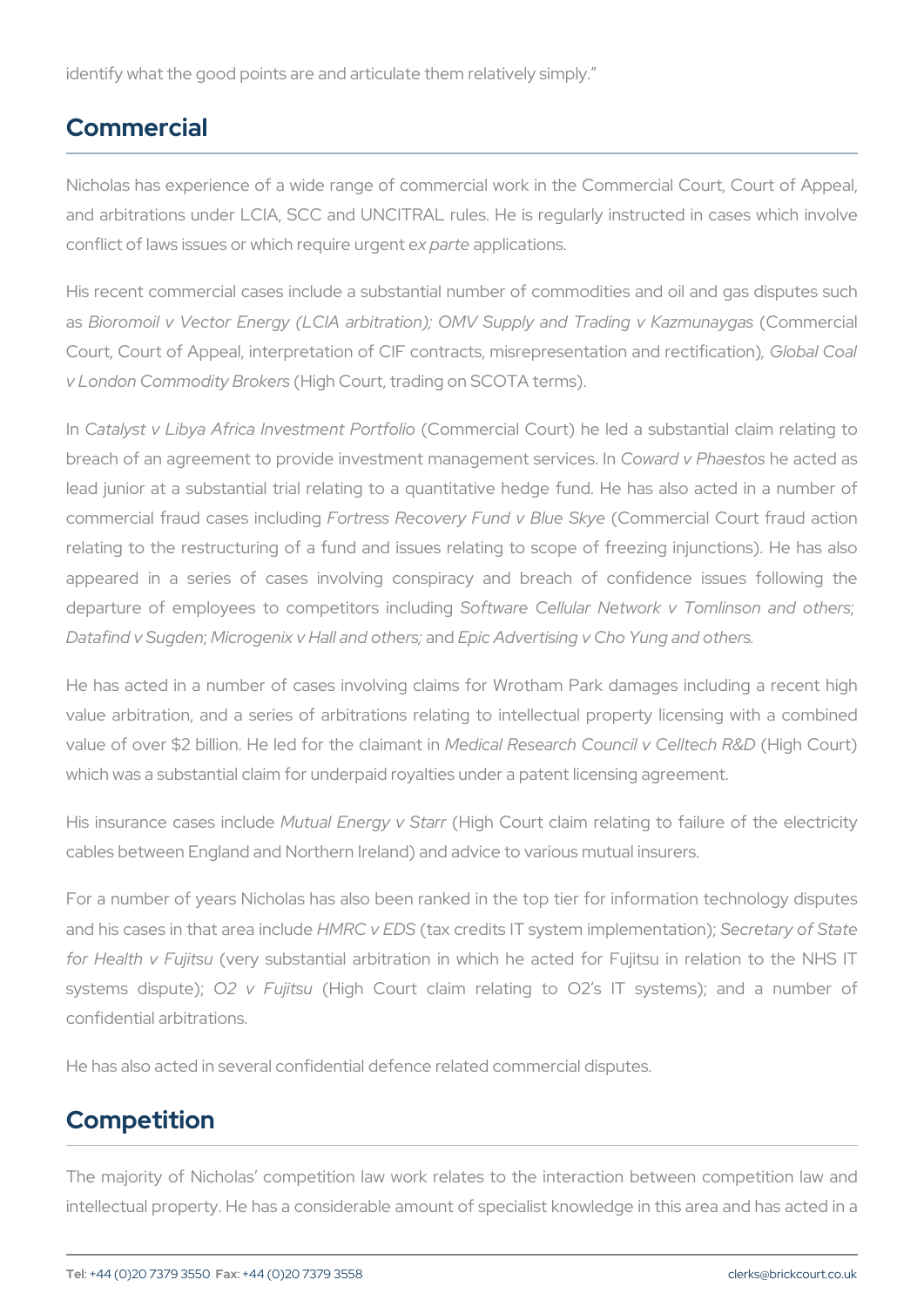identify what the good points are and articulate them relatively simply."

## Commercial

Nicholas has experience of a wide range of commercial work in the Commercial Court, Court of Appeal, and arbitrations under LCIA, SCC and UNCITRAL rules. He is regularly instructed in cases which involve conflict of laws issues or which require urgent *ex parte* applications.

His recent commercial cases include a substantial number of commodities and oil and gas disputes such as *Bioromoil v Vector Energy (LCIA arbitration); OMV Supply and Trading v Kazmunaygas* (Commercial Court, Court of Appeal, interpretation of CIF contracts, misrepresentation and rectification), *Global Coal v London Commodity Brokers* (High Court, trading on SCOTA terms).

In *Catalyst v Libya Africa Investment Portfolio* (Commercial Court) he led a substantial claim relating to breach of an agreement to provide investment management services. In *Coward v Phaestos* he acted as lead junior at a substantial trial relating to a quantitative hedge fund. He has also acted in a number of commercial fraud cases including *Fortress Recovery Fund v Blue Skye* (Commercial Court fraud action relating to the restructuring of a fund and issues relating to scope of freezing injunctions). He has also appeared in a series of cases involving conspiracy and breach of confidence issues following the departure of employees to competitors including *Software Cellular Network v Tomlinson and others; Datafind v Sugden; Microgenix v Hall and others;* and *Epic Advertising v Cho Yung and others.*

He has acted in a number of cases involving claims for Wrotham Park damages including a recent high value arbitration, and a series of arbitrations relating to intellectual property licensing with a combined value of over $2 billion. He led for the claimant in *Medical Research Council v Celltech R&D* (High Court) which was a substantial claim for underpaid royalties under a patent licensing agreement.

His insurance cases include *Mutual Energy v Starr* (High Court claim relating to failure of the electricity cables between England and Northern Ireland) and advice to various mutual insurers.

For a number of years Nicholas has also been ranked in the top tier for information technology disputes and his cases in that area include *HMRC v EDS* (tax credits IT system implementation); *Secretary of State for Health v Fujitsu* (very substantial arbitration in which he acted for Fujitsu in relation to the NHS IT systems dispute); *O2 v Fujitsu* (High Court claim relating to O2's IT systems); and a number of confidential arbitrations.

He has also acted in several confidential defence related commercial disputes.

## Competition

The majority of Nicholas' competition law work relates to the interaction between competition law and intellectual property. He has a considerable amount of specialist knowledge in this area and has acted in a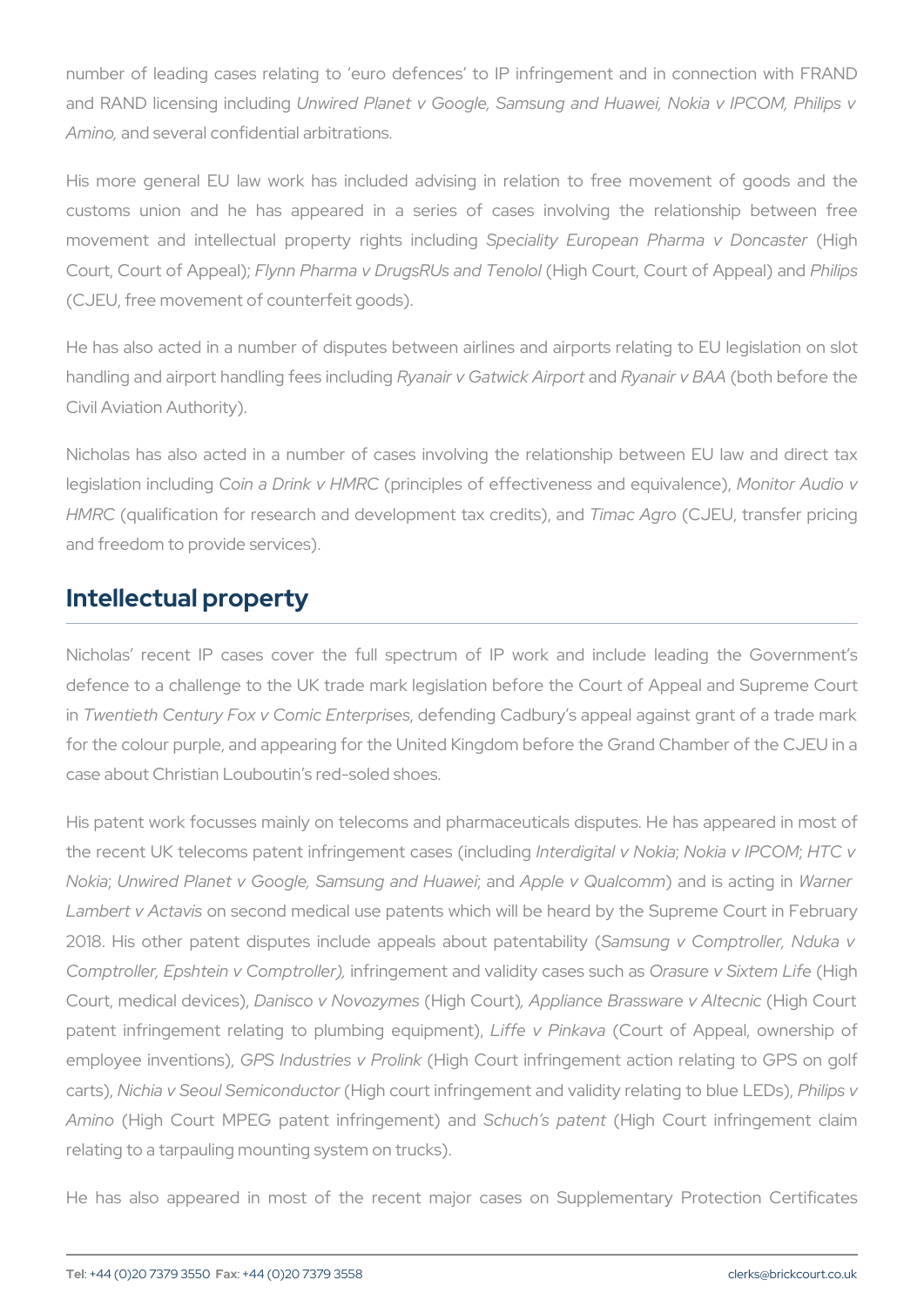number of leading cases relating to 'euro defences' to IP infringement and in connection with FRAND and RAND licensing including *Unwired Planet v Google, Samsung and Huawei, Nokia v IPCOM, Philips v Amino,* and several confidential arbitrations.

His more general EU law work has included advising in relation to free movement of goods and the customs union and he has appeared in a series of cases involving the relationship between free movement and intellectual property rights including *Speciality European Pharma v Doncaster* (High Court, Court of Appeal); *Flynn Pharma v DrugsRUs and Tenolol* (High Court, Court of Appeal) and *Philips* (CJEU, free movement of counterfeit goods).

He has also acted in a number of disputes between airlines and airports relating to EU legislation on slot handling and airport handling fees including *Ryanair v Gatwick Airport* and *Ryanair v BAA* (both before the Civil Aviation Authority).

Nicholas has also acted in a number of cases involving the relationship between EU law and direct tax legislation including *Coin a Drink v HMRC* (principles of effectiveness and equivalence), *Monitor Audio v HMRC* (qualification for research and development tax credits), and *Timac Agro* (CJEU, transfer pricing and freedom to provide services).

## Intellectual property

Nicholas' recent IP cases cover the full spectrum of IP work and include leading the Government's defence to a challenge to the UK trade mark legislation before the Court of Appeal and Supreme Court in *Twentieth Century Fox v Comic Enterprises*, defending Cadbury's appeal against grant of a trade mark for the colour purple, and appearing for the United Kingdom before the Grand Chamber of the CJEU in a case about Christian Louboutin's red-soled shoes.

His patent work focusses mainly on telecoms and pharmaceuticals disputes. He has appeared in most of the recent UK telecoms patent infringement cases (including *Interdigital v Nokia*; *Nokia v IPCOM*; *HTC v Nokia*; *Unwired Planet v Google, Samsung and Huawei*; and *Apple v Qualcomm*) and is acting in *Warner Lambert v Actavis* on second medical use patents which will be heard by the Supreme Court in February 2018. His other patent disputes include appeals about patentability (*Samsung v Comptroller, Nduka v Comptroller, Epshtein v Comptroller),* infringement and validity cases such as *Orasure v Sixtem Life* (High Court, medical devices), *Danisco v Novozymes* (High Court)*, Appliance Brassware v Altecnic* (High Court patent infringement relating to plumbing equipment), *Liffe v Pinkava* (Court of Appeal, ownership of employee inventions), *GPS Industries v Prolink* (High Court infringement action relating to GPS on golf carts), *Nichia v Seoul Semiconductor* (High court infringement and validity relating to blue LEDs), *Philips v Amino* (High Court MPEG patent infringement) and *Schuch's patent* (High Court infringement claim relating to a tarpauling mounting system on trucks).

He has also appeared in most of the recent major cases on Supplementary Protection Certificates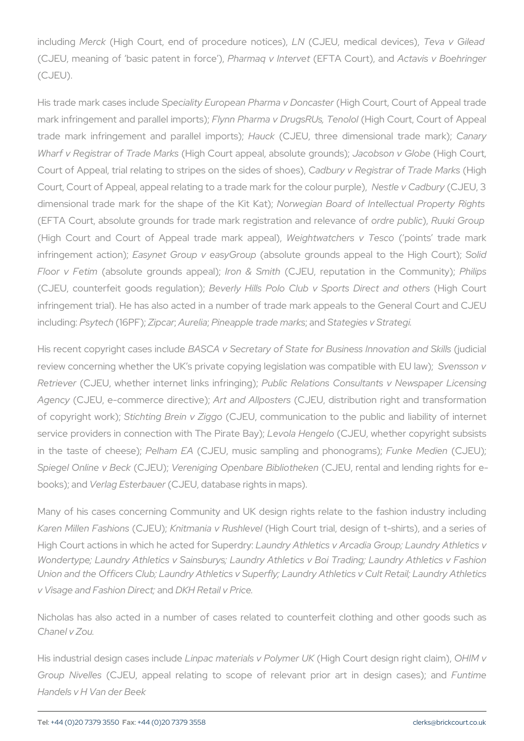including *Merck* (High Court, end of procedure notices), *LN* (CJEU, medical devices), *Teva v Gilead* (CJEU, meaning of 'basic patent in force'), *Pharmaq v Intervet* (EFTA Court), and *Actavis v Boehringer* (CJEU).

His trade mark cases include *Speciality European Pharma v Doncaster* (High Court, Court of Appeal trade mark infringement and parallel imports); *Flynn Pharma v DrugsRUs, Tenolol* (High Court, Court of Appeal trade mark infringement and parallel imports); *Hauck* (CJEU, three dimensional trade mark); *Canary Wharf v Registrar of Trade Marks* (High Court appeal, absolute grounds); *Jacobson v Globe* (High Court, Court of Appeal, trial relating to stripes on the sides of shoes), *Cadbury v Registrar of Trade Marks* (High Court, Court of Appeal, appeal relating to a trade mark for the colour purple), *Nestle v Cadbury* (CJEU, 3 dimensional trade mark for the shape of the Kit Kat); *Norwegian Board of Intellectual Property Rights* (EFTA Court, absolute grounds for trade mark registration and relevance of *ordre public*), *Ruuki Group* (High Court and Court of Appeal trade mark appeal), *Weightwatchers v Tesco* ('points' trade mark infringement action); *Easynet Group v easyGroup* (absolute grounds appeal to the High Court); *Solid Floor v Fetim* (absolute grounds appeal); *Iron & Smith* (CJEU, reputation in the Community); *Philips* (CJEU, counterfeit goods regulation); *Beverly Hills Polo Club v Sports Direct and others* (High Court infringement trial). He has also acted in a number of trade mark appeals to the General Court and CJEU including: *Psytech* (16PF); *Zipcar*; *Aurelia*; *Pineapple trade marks*; and *Stategies v Strategi.*

His recent copyright cases include *BASCA v Secretary of State for Business Innovation and Skills* (judicial review concerning whether the UK's private copying legislation was compatible with EU law); *Svensson v Retriever* (CJEU, whether internet links infringing); *Public Relations Consultants v Newspaper Licensing Agency* (CJEU, e-commerce directive); *Art and Allposters* (CJEU, distribution right and transformation of copyright work); *Stichting Brein v Ziggo* (CJEU, communication to the public and liability of internet service providers in connection with The Pirate Bay); *Levola Hengelo* (CJEU, whether copyright subsists in the taste of cheese); *Pelham EA* (CJEU, music sampling and phonograms); *Funke Medien* (CJEU); *Spiegel Online v Beck* (CJEU); *Vereniging Openbare Bibliotheken* (CJEU, rental and lending rights for e-books); and *Verlag Esterbauer* (CJEU, database rights in maps).

Many of his cases concerning Community and UK design rights relate to the fashion industry including *Karen Millen Fashions* (CJEU); *Knitmania v Rushlevel* (High Court trial, design of t-shirts), and a series of High Court actions in which he acted for Superdry: *Laundry Athletics v Arcadia Group; Laundry Athletics v Wondertype; Laundry Athletics v Sainsburys; Laundry Athletics v Boi Trading; Laundry Athletics v Fashion Union and the Officers Club; Laundry Athletics v Superfly; Laundry Athletics v Cult Retail; Laundry Athletics v Visage and Fashion Direct;* and *DKH Retail v Price.*

Nicholas has also acted in a number of cases related to counterfeit clothing and other goods such as *Chanel v Zou.*

His industrial design cases include *Linpac materials v Polymer UK* (High Court design right claim), *OHIM v Group Nivelles* (CJEU, appeal relating to scope of relevant prior art in design cases); and *Funtime Handels v H Van der Beek*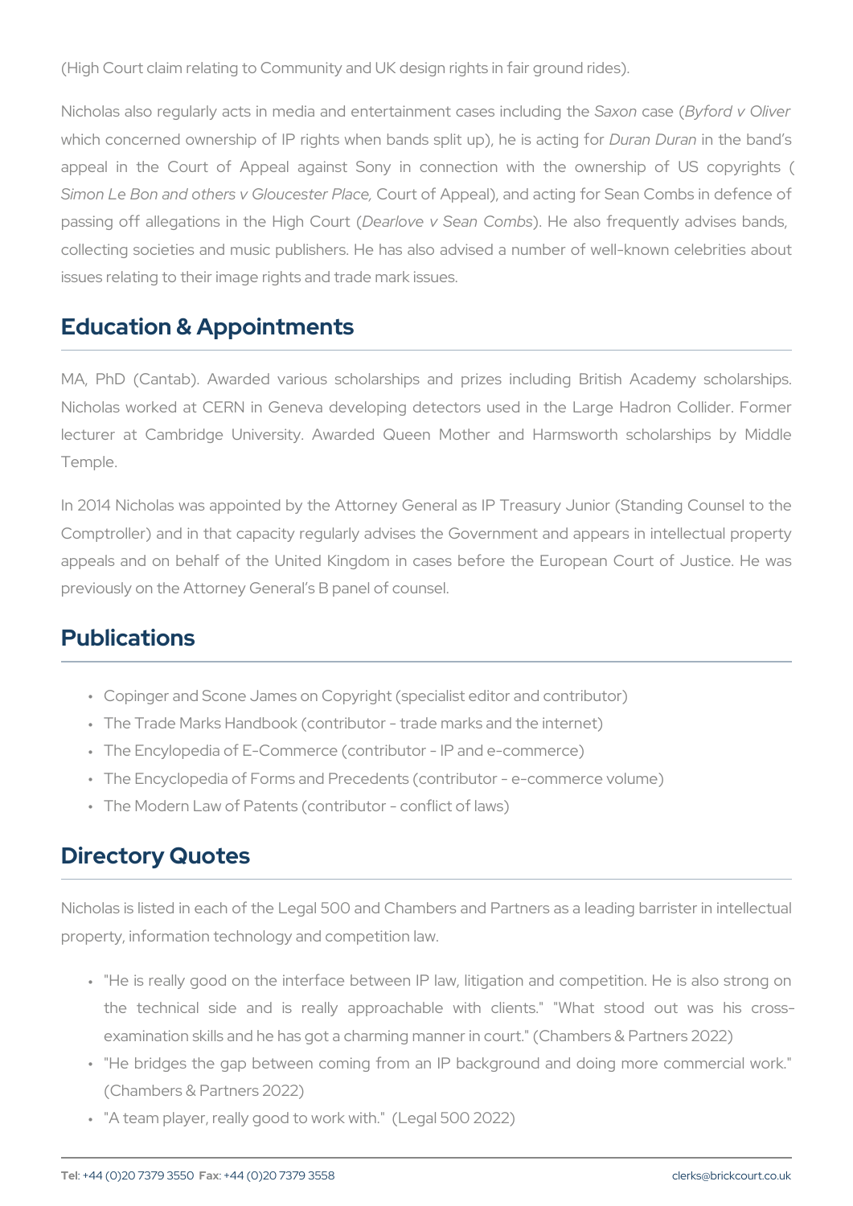(High Court claim relating to Community and UK design rights in fair ground rides).

Nicholas also regularly acts in media and entertainment cases including the *Saxon* case (*Byford v Oliver* which concerned ownership of IP rights when bands split up), he is acting for *Duran Duran* in the band's appeal in the Court of Appeal against Sony in connection with the ownership of US copyrights (*Simon Le Bon and others v Gloucester Place*, Court of Appeal), and acting for Sean Combs in defence of passing off allegations in the High Court (*Dearlove v Sean Combs*). He also frequently advises bands, collecting societies and music publishers. He has also advised a number of well-known celebrities about issues relating to their image rights and trade mark issues.

## Education & Appointments

MA, PhD (Cantab). Awarded various scholarships and prizes including British Academy scholarships. Nicholas worked at CERN in Geneva developing detectors used in the Large Hadron Collider. Former lecturer at Cambridge University. Awarded Queen Mother and Harmsworth scholarships by Middle Temple.

In 2014 Nicholas was appointed by the Attorney General as IP Treasury Junior (Standing Counsel to the Comptroller) and in that capacity regularly advises the Government and appears in intellectual property appeals and on behalf of the United Kingdom in cases before the European Court of Justice. He was previously on the Attorney General's B panel of counsel.

## Publications

- Copinger and Scone James on Copyright (specialist editor and contributor)
- The Trade Marks Handbook (contributor - trade marks and the internet)
- The Encylopedia of E-Commerce (contributor - IP and e-commerce)
- The Encyclopedia of Forms and Precedents (contributor - e-commerce volume)
- The Modern Law of Patents (contributor - conflict of laws)

## Directory Quotes

Nicholas is listed in each of the Legal 500 and Chambers and Partners as a leading barrister in intellectual property, information technology and competition law.

- "He is really good on the interface between IP law, litigation and competition. He is also strong on the technical side and is really approachable with clients." "What stood out was his cross-examination skills and he has got a charming manner in court." (Chambers & Partners 2022)
- "He bridges the gap between coming from an IP background and doing more commercial work." (Chambers & Partners 2022)
- "A team player, really good to work with." (Legal 500 2022)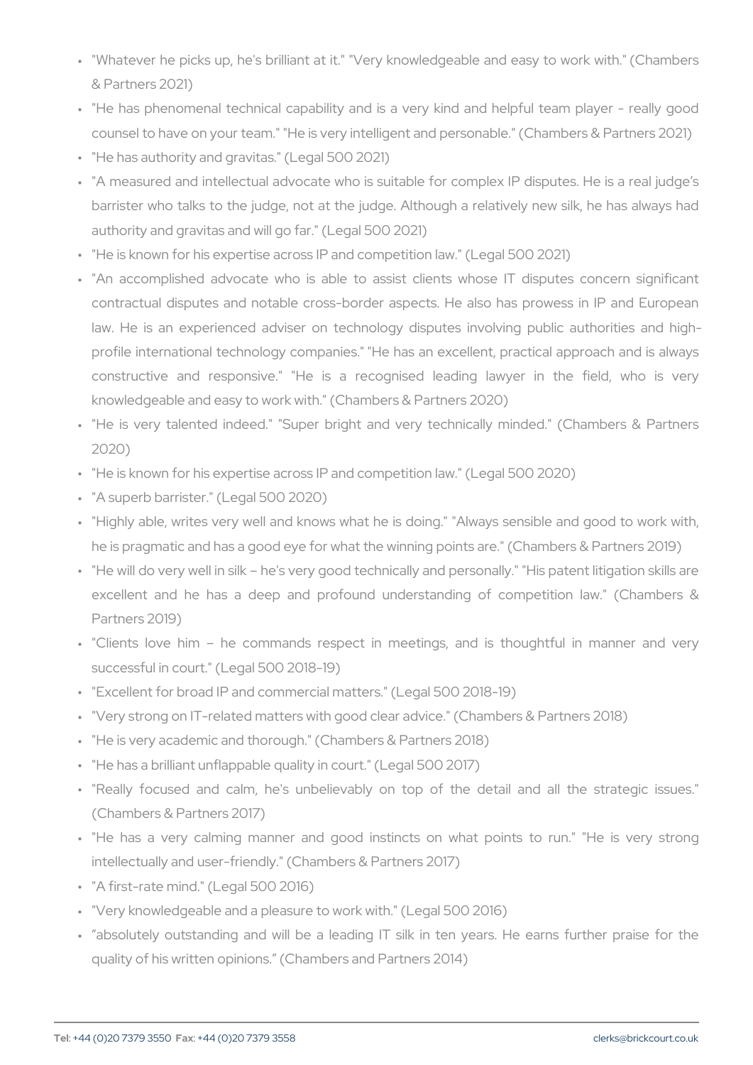- "Whatever he picks up, he's brilliant at it." "Very knowledgeable and easy to work with." (Chambers & Partners 2021)
- "He has phenomenal technical capability and is a very kind and helpful team player - really good counsel to have on your team." "He is very intelligent and personable." (Chambers & Partners 2021)
- "He has authority and gravitas." (Legal 500 2021)
- "A measured and intellectual advocate who is suitable for complex IP disputes. He is a real judge's barrister who talks to the judge, not at the judge. Although a relatively new silk, he has always had authority and gravitas and will go far." (Legal 500 2021)
- "He is known for his expertise across IP and competition law." (Legal 500 2021)
- "An accomplished advocate who is able to assist clients whose IT disputes concern significant contractual disputes and notable cross-border aspects. He also has prowess in IP and European law. He is an experienced adviser on technology disputes involving public authorities and high-profile international technology companies." "He has an excellent, practical approach and is always constructive and responsive." "He is a recognised leading lawyer in the field, who is very knowledgeable and easy to work with." (Chambers & Partners 2020)
- "He is very talented indeed." "Super bright and very technically minded." (Chambers & Partners 2020)
- "He is known for his expertise across IP and competition law." (Legal 500 2020)
- "A superb barrister." (Legal 500 2020)
- "Highly able, writes very well and knows what he is doing." "Always sensible and good to work with, he is pragmatic and has a good eye for what the winning points are." (Chambers & Partners 2019)
- "He will do very well in silk – he's very good technically and personally." "His patent litigation skills are excellent and he has a deep and profound understanding of competition law." (Chambers & Partners 2019)
- "Clients love him – he commands respect in meetings, and is thoughtful in manner and very successful in court." (Legal 500 2018-19)
- "Excellent for broad IP and commercial matters." (Legal 500 2018-19)
- "Very strong on IT-related matters with good clear advice." (Chambers & Partners 2018)
- "He is very academic and thorough." (Chambers & Partners 2018)
- "He has a brilliant unflappable quality in court." (Legal 500 2017)
- "Really focused and calm, he's unbelievably on top of the detail and all the strategic issues." (Chambers & Partners 2017)
- "He has a very calming manner and good instincts on what points to run." "He is very strong intellectually and user-friendly." (Chambers & Partners 2017)
- "A first-rate mind." (Legal 500 2016)
- "Very knowledgeable and a pleasure to work with." (Legal 500 2016)
- "absolutely outstanding and will be a leading IT silk in ten years. He earns further praise for the quality of his written opinions." (Chambers and Partners 2014)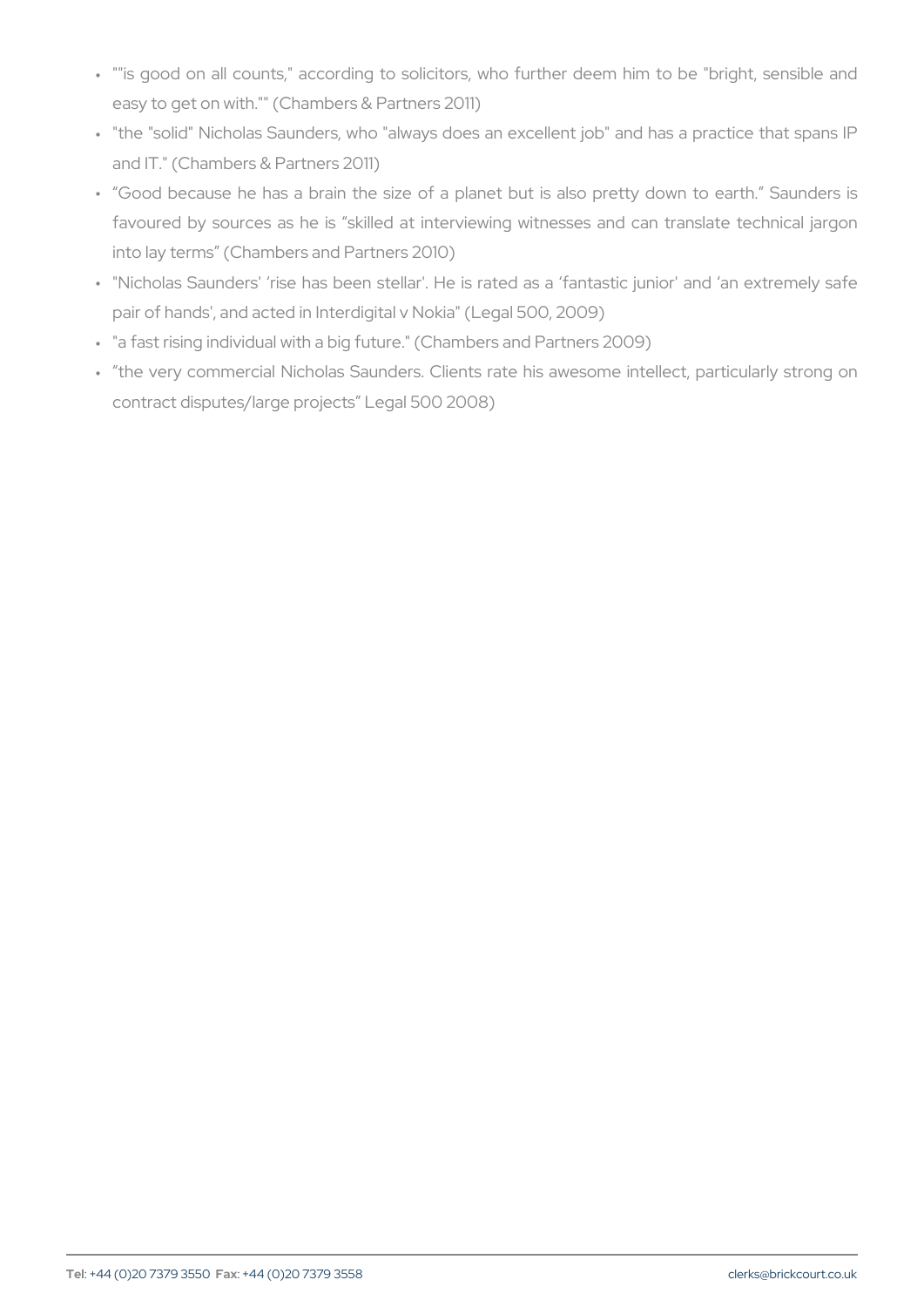- ""is good on all counts," according to solicitors, who further deem him to be "bright, sensible and easy to get on with."" (Chambers & Partners 2011)
- "the "solid" Nicholas Saunders, who "always does an excellent job" and has a practice that spans IP and IT." (Chambers & Partners 2011)
- "Good because he has a brain the size of a planet but is also pretty down to earth." Saunders is favoured by sources as he is "skilled at interviewing witnesses and can translate technical jargon into lay terms" (Chambers and Partners 2010)
- "Nicholas Saunders' 'rise has been stellar'. He is rated as a 'fantastic junior' and 'an extremely safe pair of hands', and acted in Interdigital v Nokia" (Legal 500, 2009)
- "a fast rising individual with a big future." (Chambers and Partners 2009)
- "the very commercial Nicholas Saunders. Clients rate his awesome intellect, particularly strong on contract disputes/large projects" Legal 500 2008)